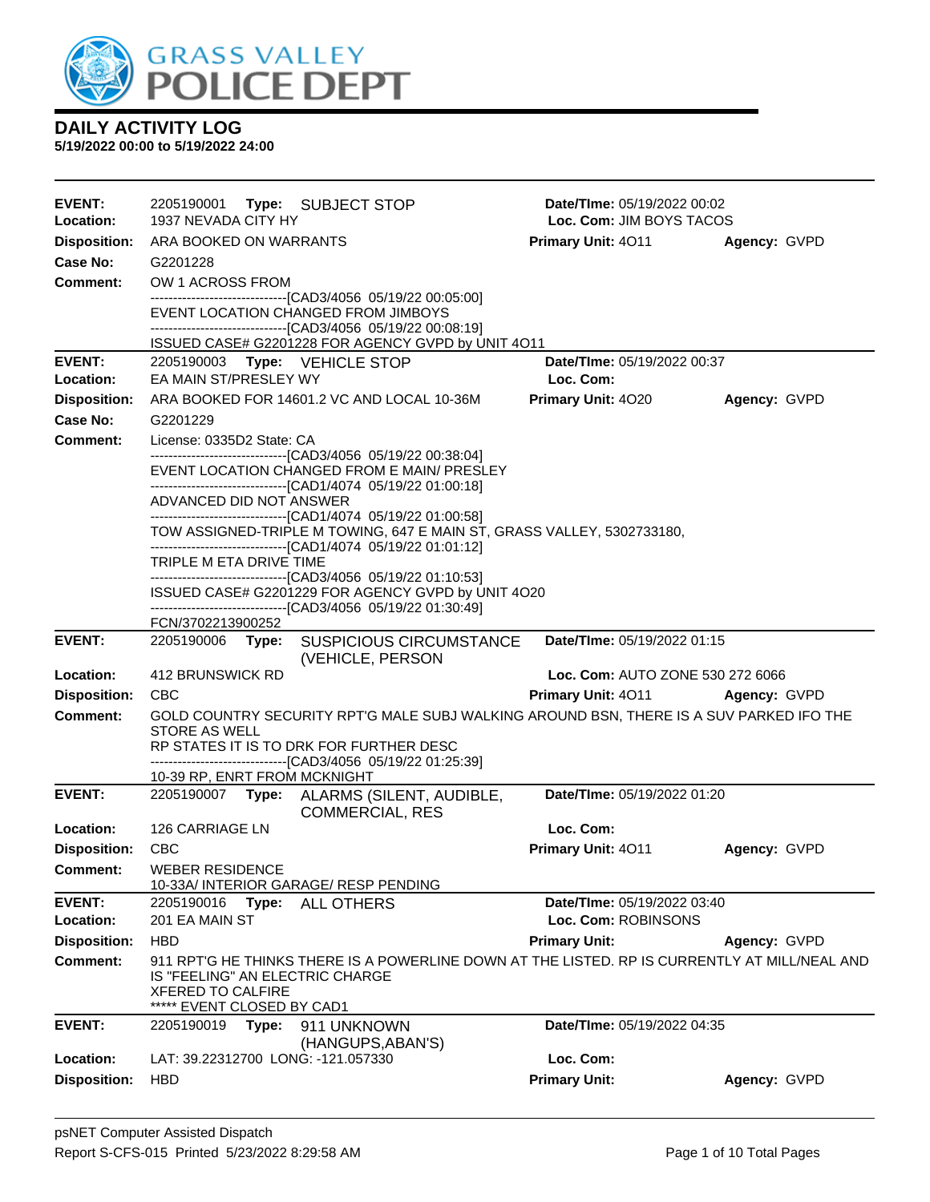# GRASS VALLEY POLICE DEPT

## DAILY ACTIVITY LOG
**5/19/2022 00:00 to 5/19/2022 24:00**

---

**EVENT:** 2205190001 **Type:** SUBJECT STOP **Date/TIme:** 05/19/2022 00:02
**Location:** 1937 NEVADA CITY HY **Loc. Com:** JIM BOYS TACOS
**Disposition:** ARA BOOKED ON WARRANTS **Primary Unit:** 4O11 **Agency:** GVPD
**Case No:** G2201228
**Comment:** OW 1 ACROSS FROM
------------------------------[CAD3/4056 05/19/22 00:05:00]
EVENT LOCATION CHANGED FROM JIMBOYS
------------------------------[CAD3/4056 05/19/22 00:08:19]
ISSUED CASE# G2201228 FOR AGENCY GVPD by UNIT 4O11

---

**EVENT:** 2205190003 **Type:** VEHICLE STOP **Date/TIme:** 05/19/2022 00:37
**Location:** EA MAIN ST/PRESLEY WY **Loc. Com:**
**Disposition:** ARA BOOKED FOR 14601.2 VC AND LOCAL 10-36M **Primary Unit:** 4O20 **Agency:** GVPD
**Case No:** G2201229
**Comment:** License: 0335D2 State: CA
------------------------------[CAD3/4056 05/19/22 00:38:04]
EVENT LOCATION CHANGED FROM E MAIN/ PRESLEY
------------------------------[CAD1/4074 05/19/22 01:00:18]
ADVANCED DID NOT ANSWER
------------------------------[CAD1/4074 05/19/22 01:00:58]
TOW ASSIGNED-TRIPLE M TOWING, 647 E MAIN ST, GRASS VALLEY, 5302733180,
------------------------------[CAD1/4074 05/19/22 01:01:12]
TRIPLE M ETA DRIVE TIME
------------------------------[CAD3/4056 05/19/22 01:10:53]
ISSUED CASE# G2201229 FOR AGENCY GVPD by UNIT 4O20
------------------------------[CAD3/4056 05/19/22 01:30:49]
FCN/3702213900252

---

**EVENT:** 2205190006 **Type:** SUSPICIOUS CIRCUMSTANCE (VEHICLE, PERSON **Date/TIme:** 05/19/2022 01:15
**Location:** 412 BRUNSWICK RD **Loc. Com:** AUTO ZONE 530 272 6066
**Disposition:** CBC **Primary Unit:** 4O11 **Agency:** GVPD
**Comment:** GOLD COUNTRY SECURITY RPT'G MALE SUBJ WALKING AROUND BSN, THERE IS A SUV PARKED IFO THE STORE AS WELL
RP STATES IT IS TO DRK FOR FURTHER DESC
------------------------------[CAD3/4056 05/19/22 01:25:39]
10-39 RP, ENRT FROM MCKNIGHT

---

**EVENT:** 2205190007 **Type:** ALARMS (SILENT, AUDIBLE, COMMERCIAL, RES **Date/TIme:** 05/19/2022 01:20
**Location:** 126 CARRIAGE LN **Loc. Com:**
**Disposition:** CBC **Primary Unit:** 4O11 **Agency:** GVPD
**Comment:** WEBER RESIDENCE
10-33A/ INTERIOR GARAGE/ RESP PENDING

---

**EVENT:** 2205190016 **Type:** ALL OTHERS **Date/TIme:** 05/19/2022 03:40
**Location:** 201 EA MAIN ST **Loc. Com:** ROBINSONS
**Disposition:** HBD **Primary Unit:** **Agency:** GVPD
**Comment:** 911 RPT'G HE THINKS THERE IS A POWERLINE DOWN AT THE LISTED. RP IS CURRENTLY AT MILL/NEAL AND IS "FEELING" AN ELECTRIC CHARGE
XFERED TO CALFIRE
***** EVENT CLOSED BY CAD1

---

**EVENT:** 2205190019 **Type:** 911 UNKNOWN (HANGUPS,ABAN'S) **Date/TIme:** 05/19/2022 04:35
**Location:** LAT: 39.22312700 LONG: -121.057330 **Loc. Com:**
**Disposition:** HBD **Primary Unit:** **Agency:** GVPD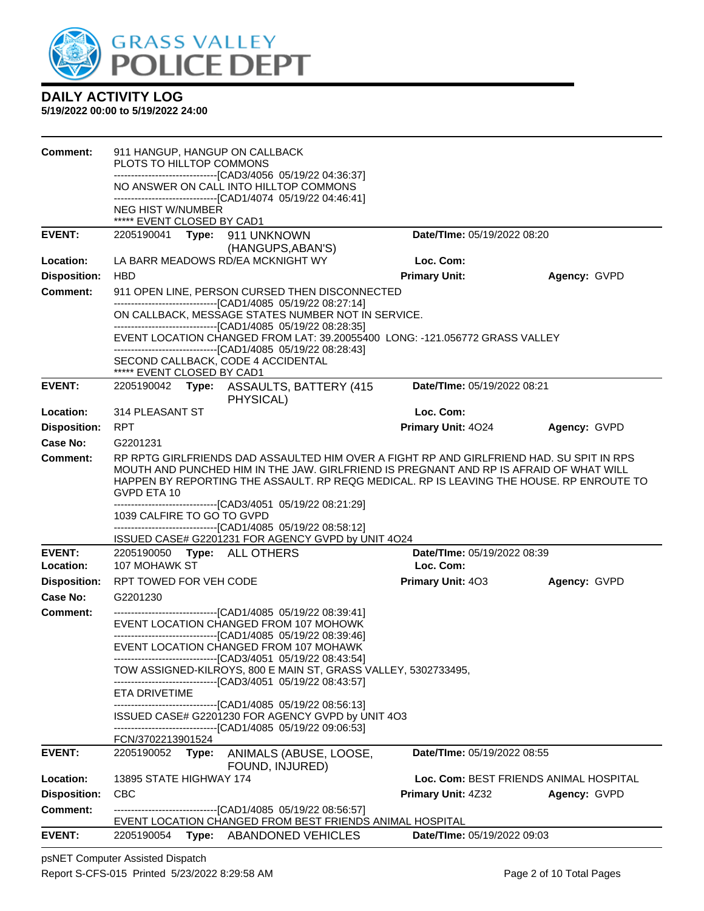# DAILY ACTIVITY LOG

**5/19/2022 00:00 to 5/19/2022 24:00**

**Comment:** 911 HANGUP, HANGUP ON CALLBACK
PLOTS TO HILLTOP COMMONS
------------------------------[CAD3/4056 05/19/22 04:36:37]
NO ANSWER ON CALL INTO HILLTOP COMMONS
------------------------------[CAD1/4074 05/19/22 04:46:41]
NEG HIST W/NUMBER
***** EVENT CLOSED BY CAD1

---

**EVENT:** 2205190041 **Type:** 911 UNKNOWN (HANGUPS,ABAN'S) **Date/TIme:** 05/19/2022 08:20
**Location:** LA BARR MEADOWS RD/EA MCKNIGHT WY **Loc. Com:**
**Disposition:** HBD **Primary Unit:** **Agency:** GVPD
**Comment:** 911 OPEN LINE, PERSON CURSED THEN DISCONNECTED
------------------------------[CAD1/4085 05/19/22 08:27:14]
ON CALLBACK, MESSAGE STATES NUMBER NOT IN SERVICE.
------------------------------[CAD1/4085 05/19/22 08:28:35]
EVENT LOCATION CHANGED FROM LAT: 39.20055400 LONG: -121.056772 GRASS VALLEY
------------------------------[CAD1/4085 05/19/22 08:28:43]
SECOND CALLBACK, CODE 4 ACCIDENTAL
***** EVENT CLOSED BY CAD1

---

**EVENT:** 2205190042 **Type:** ASSAULTS, BATTERY (415 PHYSICAL) **Date/TIme:** 05/19/2022 08:21
**Location:** 314 PLEASANT ST **Loc. Com:**
**Disposition:** RPT **Primary Unit:** 4O24 **Agency:** GVPD
**Case No:** G2201231
**Comment:** RP RPTG GIRLFRIENDS DAD ASSAULTED HIM OVER A FIGHT RP AND GIRLFRIEND HAD. SU SPIT IN RPS MOUTH AND PUNCHED HIM IN THE JAW. GIRLFRIEND IS PREGNANT AND RP IS AFRAID OF WHAT WILL HAPPEN BY REPORTING THE ASSAULT. RP REQG MEDICAL. RP IS LEAVING THE HOUSE. RP ENROUTE TO GVPD ETA 10
------------------------------[CAD3/4051 05/19/22 08:21:29]
1039 CALFIRE TO GO TO GVPD
------------------------------[CAD1/4085 05/19/22 08:58:12]
ISSUED CASE# G2201231 FOR AGENCY GVPD by UNIT 4O24

---

**EVENT:** 2205190050 **Type:** ALL OTHERS **Date/TIme:** 05/19/2022 08:39
**Location:** 107 MOHAWK ST **Loc. Com:**
**Disposition:** RPT TOWED FOR VEH CODE **Primary Unit:** 4O3 **Agency:** GVPD
**Case No:** G2201230
**Comment:** ------------------------------[CAD1/4085 05/19/22 08:39:41]
EVENT LOCATION CHANGED FROM 107 MOHOWK
------------------------------[CAD1/4085 05/19/22 08:39:46]
EVENT LOCATION CHANGED FROM 107 MOHAWK
------------------------------[CAD3/4051 05/19/22 08:43:54]
TOW ASSIGNED-KILROYS, 800 E MAIN ST, GRASS VALLEY, 5302733495,
------------------------------[CAD3/4051 05/19/22 08:43:57]
ETA DRIVETIME
------------------------------[CAD1/4085 05/19/22 08:56:13]
ISSUED CASE# G2201230 FOR AGENCY GVPD by UNIT 4O3
------------------------------[CAD1/4085 05/19/22 09:06:53]
FCN/3702213901524

---

**EVENT:** 2205190052 **Type:** ANIMALS (ABUSE, LOOSE, FOUND, INJURED) **Date/TIme:** 05/19/2022 08:55
**Location:** 13895 STATE HIGHWAY 174 **Loc. Com:** BEST FRIENDS ANIMAL HOSPITAL
**Disposition:** CBC **Primary Unit:** 4Z32 **Agency:** GVPD
**Comment:** ------------------------------[CAD1/4085 05/19/22 08:56:57]
EVENT LOCATION CHANGED FROM BEST FRIENDS ANIMAL HOSPITAL

---

**EVENT:** 2205190054 **Type:** ABANDONED VEHICLES **Date/TIme:** 05/19/2022 09:03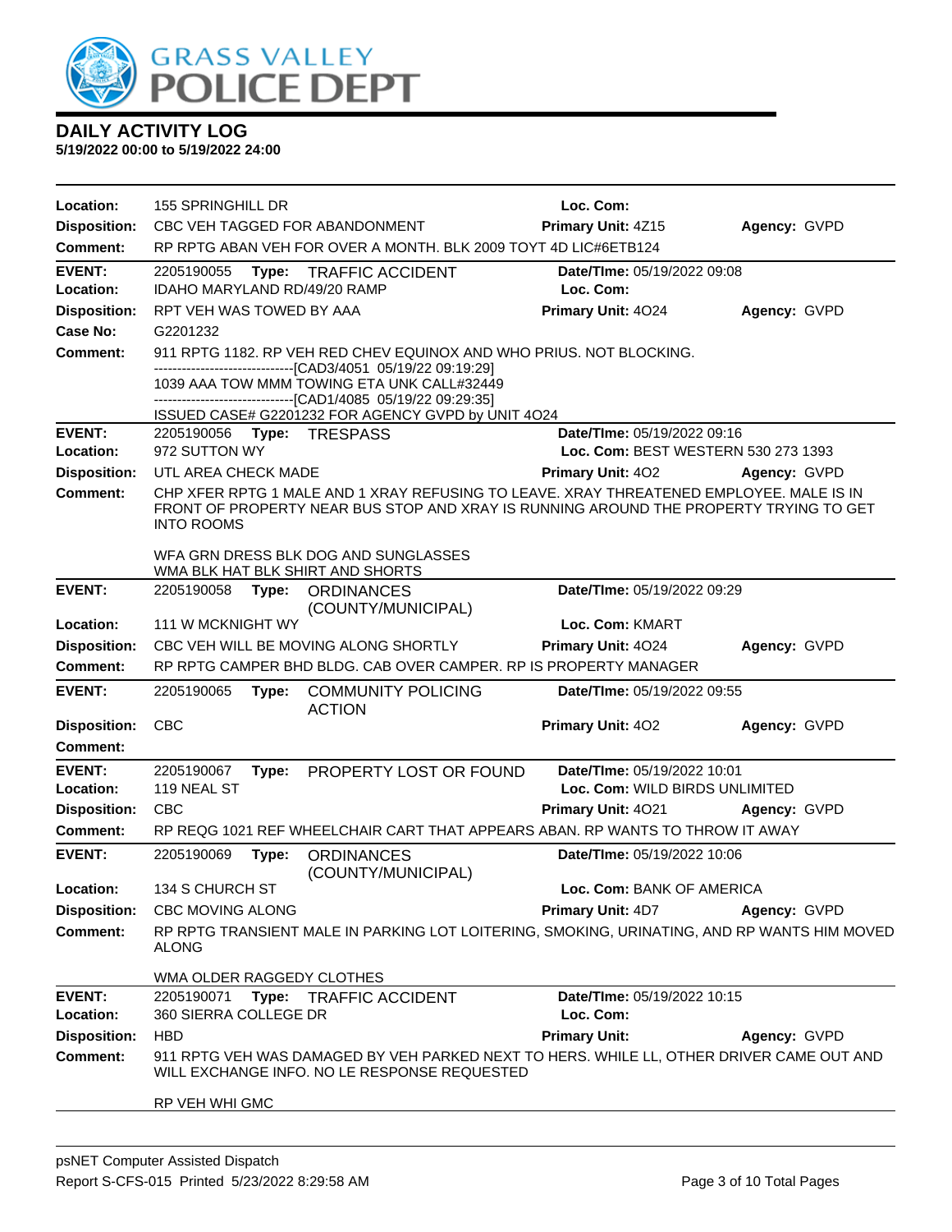# DAILY ACTIVITY LOG

**5/19/2022 00:00 to 5/19/2022 24:00**

**Location:** 155 SPRINGHILL DR | **Loc. Com:**
**Disposition:** CBC VEH TAGGED FOR ABANDONMENT | **Primary Unit:** 4Z15 | **Agency:** GVPD
**Comment:** RP RPTG ABAN VEH FOR OVER A MONTH. BLK 2009 TOYT 4D LIC#6ETB124

---

**EVENT:** 2205190055 **Type:** TRAFFIC ACCIDENT | **Date/TIme:** 05/19/2022 09:08
**Location:** IDAHO MARYLAND RD/49/20 RAMP | **Loc. Com:**
**Disposition:** RPT VEH WAS TOWED BY AAA | **Primary Unit:** 4O24 | **Agency:** GVPD
**Case No:** G2201232
**Comment:** 911 RPTG 1182. RP VEH RED CHEV EQUINOX AND WHO PRIUS. NOT BLOCKING.
-------------------------------[CAD3/4051 05/19/22 09:19:29]
1039 AAA TOW MMM TOWING ETA UNK CALL#32449
-------------------------------[CAD1/4085 05/19/22 09:29:35]
ISSUED CASE# G2201232 FOR AGENCY GVPD by UNIT 4O24

---

**EVENT:** 2205190056 **Type:** TRESPASS | **Date/TIme:** 05/19/2022 09:16
**Location:** 972 SUTTON WY | **Loc. Com:** BEST WESTERN 530 273 1393
**Disposition:** UTL AREA CHECK MADE | **Primary Unit:** 4O2 | **Agency:** GVPD
**Comment:** CHP XFER RPTG 1 MALE AND 1 XRAY REFUSING TO LEAVE. XRAY THREATENED EMPLOYEE. MALE IS IN FRONT OF PROPERTY NEAR BUS STOP AND XRAY IS RUNNING AROUND THE PROPERTY TRYING TO GET INTO ROOMS

WFA GRN DRESS BLK DOG AND SUNGLASSES
WMA BLK HAT BLK SHIRT AND SHORTS

---

**EVENT:** 2205190058 **Type:** ORDINANCES (COUNTY/MUNICIPAL) | **Date/TIme:** 05/19/2022 09:29
**Location:** 111 W MCKNIGHT WY | **Loc. Com:** KMART
**Disposition:** CBC VEH WILL BE MOVING ALONG SHORTLY | **Primary Unit:** 4O24 | **Agency:** GVPD
**Comment:** RP RPTG CAMPER BHD BLDG. CAB OVER CAMPER. RP IS PROPERTY MANAGER

---

**EVENT:** 2205190065 **Type:** COMMUNITY POLICING ACTION | **Date/TIme:** 05/19/2022 09:55
**Disposition:** CBC | **Primary Unit:** 4O2 | **Agency:** GVPD
**Comment:**

---

**EVENT:** 2205190067 **Type:** PROPERTY LOST OR FOUND | **Date/TIme:** 05/19/2022 10:01
**Location:** 119 NEAL ST | **Loc. Com:** WILD BIRDS UNLIMITED
**Disposition:** CBC | **Primary Unit:** 4O21 | **Agency:** GVPD
**Comment:** RP REQG 1021 REF WHEELCHAIR CART THAT APPEARS ABAN. RP WANTS TO THROW IT AWAY

---

**EVENT:** 2205190069 **Type:** ORDINANCES (COUNTY/MUNICIPAL) | **Date/TIme:** 05/19/2022 10:06
**Location:** 134 S CHURCH ST | **Loc. Com:** BANK OF AMERICA
**Disposition:** CBC MOVING ALONG | **Primary Unit:** 4D7 | **Agency:** GVPD
**Comment:** RP RPTG TRANSIENT MALE IN PARKING LOT LOITERING, SMOKING, URINATING, AND RP WANTS HIM MOVED ALONG

WMA OLDER RAGGEDY CLOTHES

---

**EVENT:** 2205190071 **Type:** TRAFFIC ACCIDENT | **Date/TIme:** 05/19/2022 10:15
**Location:** 360 SIERRA COLLEGE DR | **Loc. Com:**
**Disposition:** HBD | **Primary Unit:** | **Agency:** GVPD
**Comment:** 911 RPTG VEH WAS DAMAGED BY VEH PARKED NEXT TO HERS. WHILE LL, OTHER DRIVER CAME OUT AND WILL EXCHANGE INFO. NO LE RESPONSE REQUESTED

RP VEH WHI GMC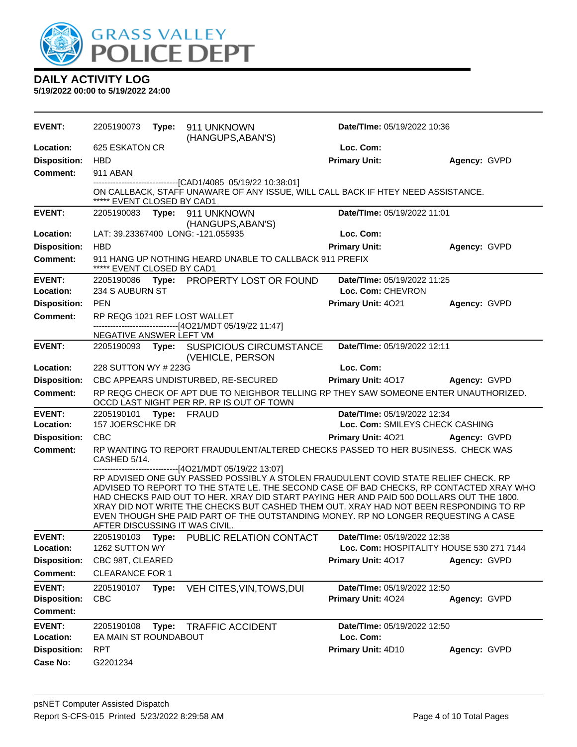# GRASS VALLEY POLICE DEPT

## DAILY ACTIVITY LOG

**5/19/2022 00:00 to 5/19/2022 24:00**

---

**EVENT:** 2205190073 **Type:** 911 UNKNOWN (HANGUPS,ABAN'S) **Date/TIme:** 05/19/2022 10:36
**Location:** 625 ESKATON CR **Loc. Com:**
**Disposition:** HBD **Primary Unit:** **Agency:** GVPD
**Comment:** 911 ABAN

------------------------------[CAD1/4085 05/19/22 10:38:01]
ON CALLBACK, STAFF UNAWARE OF ANY ISSUE, WILL CALL BACK IF HTEY NEED ASSISTANCE.
***** EVENT CLOSED BY CAD1

---

**EVENT:** 2205190083 **Type:** 911 UNKNOWN (HANGUPS,ABAN'S) **Date/TIme:** 05/19/2022 11:01
**Location:** LAT: 39.23367400 LONG: -121.055935 **Loc. Com:**
**Disposition:** HBD **Primary Unit:** **Agency:** GVPD
**Comment:** 911 HANG UP NOTHING HEARD UNABLE TO CALLBACK 911 PREFIX
***** EVENT CLOSED BY CAD1

---

**EVENT:** 2205190086 **Type:** PROPERTY LOST OR FOUND **Date/TIme:** 05/19/2022 11:25
**Location:** 234 S AUBURN ST **Loc. Com:** CHEVRON
**Disposition:** PEN **Primary Unit:** 4O21 **Agency:** GVPD
**Comment:** RP REQG 1021 REF LOST WALLET

------------------------------[4O21/MDT 05/19/22 11:47]
NEGATIVE ANSWER LEFT VM

---

**EVENT:** 2205190093 **Type:** SUSPICIOUS CIRCUMSTANCE (VEHICLE, PERSON **Date/TIme:** 05/19/2022 12:11
**Location:** 228 SUTTON WY # 223G **Loc. Com:**
**Disposition:** CBC APPEARS UNDISTURBED, RE-SECURED **Primary Unit:** 4O17 **Agency:** GVPD
**Comment:** RP REQG CHECK OF APT DUE TO NEIGHBOR TELLING RP THEY SAW SOMEONE ENTER UNAUTHORIZED. OCCD LAST NIGHT PER RP. RP IS OUT OF TOWN

---

**EVENT:** 2205190101 **Type:** FRAUD **Date/TIme:** 05/19/2022 12:34
**Location:** 157 JOERSCHKE DR **Loc. Com:** SMILEYS CHECK CASHING
**Disposition:** CBC **Primary Unit:** 4O21 **Agency:** GVPD
**Comment:** RP WANTING TO REPORT FRAUDULENT/ALTERED CHECKS PASSED TO HER BUSINESS. CHECK WAS CASHED 5/14.

------------------------------[4O21/MDT 05/19/22 13:07]
RP ADVISED ONE GUY PASSED POSSIBLY A STOLEN FRAUDULENT COVID STATE RELIEF CHECK. RP ADVISED TO REPORT TO THE STATE LE. THE SECOND CASE OF BAD CHECKS, RP CONTACTED XRAY WHO HAD CHECKS PAID OUT TO HER. XRAY DID START PAYING HER AND PAID 500 DOLLARS OUT THE 1800. XRAY DID NOT WRITE THE CHECKS BUT CASHED THEM OUT. XRAY HAD NOT BEEN RESPONDING TO RP EVEN THOUGH SHE PAID PART OF THE OUTSTANDING MONEY. RP NO LONGER REQUESTING A CASE AFTER DISCUSSING IT WAS CIVIL.

---

**EVENT:** 2205190103 **Type:** PUBLIC RELATION CONTACT **Date/TIme:** 05/19/2022 12:38
**Location:** 1262 SUTTON WY **Loc. Com:** HOSPITALITY HOUSE 530 271 7144
**Disposition:** CBC 98T, CLEARED **Primary Unit:** 4O17 **Agency:** GVPD
**Comment:** CLEARANCE FOR 1

---

**EVENT:** 2205190107 **Type:** VEH CITES,VIN,TOWS,DUI **Date/TIme:** 05/19/2022 12:50
**Disposition:** CBC **Primary Unit:** 4O24 **Agency:** GVPD
**Comment:**

---

**EVENT:** 2205190108 **Type:** TRAFFIC ACCIDENT **Date/TIme:** 05/19/2022 12:50
**Location:** EA MAIN ST ROUNDABOUT **Loc. Com:**
**Disposition:** RPT **Primary Unit:** 4D10 **Agency:** GVPD
**Case No:** G2201234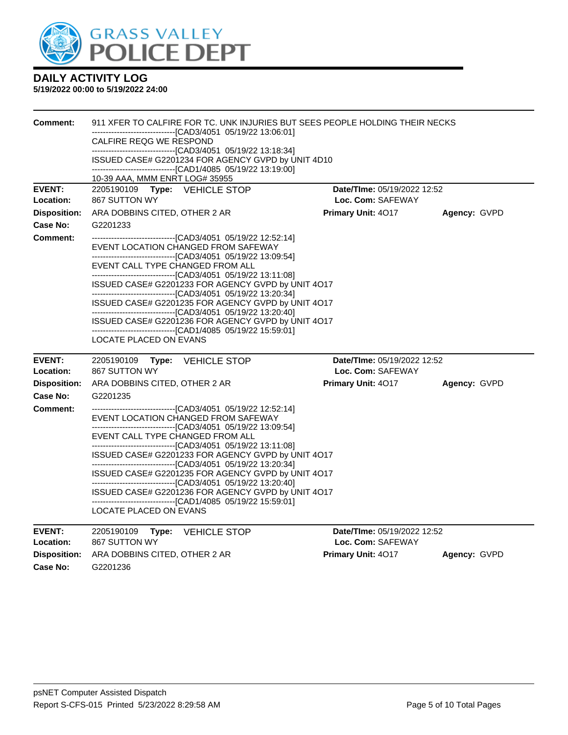# GRASS VALLEY POLICE DEPT

## DAILY ACTIVITY LOG

**5/19/2022 00:00 to 5/19/2022 24:00**

**Comment:** 911 XFER TO CALFIRE FOR TC. UNK INJURIES BUT SEES PEOPLE HOLDING THEIR NECKS
------------------------------[CAD3/4051 05/19/22 13:06:01]
CALFIRE REQG WE RESPOND
------------------------------[CAD3/4051 05/19/22 13:18:34]
ISSUED CASE# G2201234 FOR AGENCY GVPD by UNIT 4D10
------------------------------[CAD1/4085 05/19/22 13:19:00]
10-39 AAA, MMM ENRT LOG# 35955

---

**EVENT:** 2205190109 **Type:** VEHICLE STOP **Date/TIme:** 05/19/2022 12:52
**Location:** 867 SUTTON WY **Loc. Com:** SAFEWAY
**Disposition:** ARA DOBBINS CITED, OTHER 2 AR **Primary Unit:** 4O17 **Agency:** GVPD
**Case No:** G2201233
**Comment:**
------------------------------[CAD3/4051 05/19/22 12:52:14]
EVENT LOCATION CHANGED FROM SAFEWAY
------------------------------[CAD3/4051 05/19/22 13:09:54]
EVENT CALL TYPE CHANGED FROM ALL
------------------------------[CAD3/4051 05/19/22 13:11:08]
ISSUED CASE# G2201233 FOR AGENCY GVPD by UNIT 4O17
------------------------------[CAD3/4051 05/19/22 13:20:34]
ISSUED CASE# G2201235 FOR AGENCY GVPD by UNIT 4O17
------------------------------[CAD3/4051 05/19/22 13:20:40]
ISSUED CASE# G2201236 FOR AGENCY GVPD by UNIT 4O17
------------------------------[CAD1/4085 05/19/22 15:59:01]
LOCATE PLACED ON EVANS

---

**EVENT:** 2205190109 **Type:** VEHICLE STOP **Date/TIme:** 05/19/2022 12:52
**Location:** 867 SUTTON WY **Loc. Com:** SAFEWAY
**Disposition:** ARA DOBBINS CITED, OTHER 2 AR **Primary Unit:** 4O17 **Agency:** GVPD
**Case No:** G2201235
**Comment:**
------------------------------[CAD3/4051 05/19/22 12:52:14]
EVENT LOCATION CHANGED FROM SAFEWAY
------------------------------[CAD3/4051 05/19/22 13:09:54]
EVENT CALL TYPE CHANGED FROM ALL
------------------------------[CAD3/4051 05/19/22 13:11:08]
ISSUED CASE# G2201233 FOR AGENCY GVPD by UNIT 4O17
------------------------------[CAD3/4051 05/19/22 13:20:34]
ISSUED CASE# G2201235 FOR AGENCY GVPD by UNIT 4O17
------------------------------[CAD3/4051 05/19/22 13:20:40]
ISSUED CASE# G2201236 FOR AGENCY GVPD by UNIT 4O17
------------------------------[CAD1/4085 05/19/22 15:59:01]
LOCATE PLACED ON EVANS

---

**EVENT:** 2205190109 **Type:** VEHICLE STOP **Date/TIme:** 05/19/2022 12:52
**Location:** 867 SUTTON WY **Loc. Com:** SAFEWAY
**Disposition:** ARA DOBBINS CITED, OTHER 2 AR **Primary Unit:** 4O17 **Agency:** GVPD
**Case No:** G2201236

psNET Computer Assisted Dispatch
Report S-CFS-015 Printed 5/23/2022 8:29:58 AM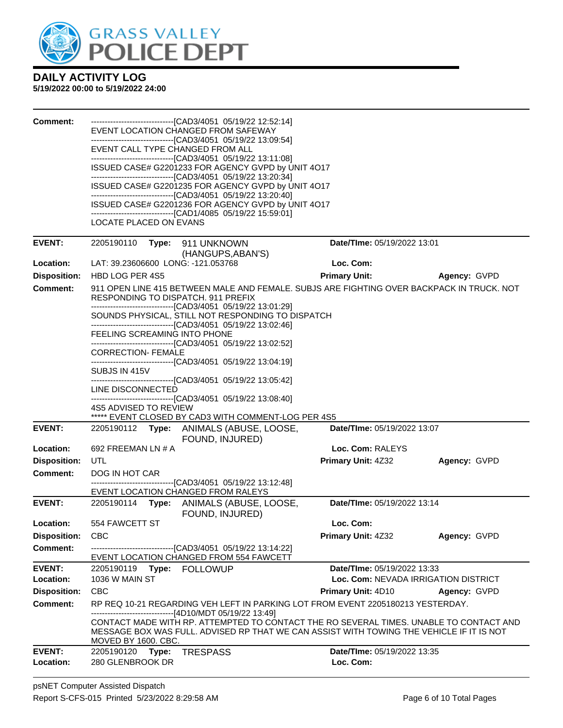# DAILY ACTIVITY LOG

**5/19/2022 00:00 to 5/19/2022 24:00**

**Comment:**
------------------------------[CAD3/4051 05/19/22 12:52:14]
EVENT LOCATION CHANGED FROM SAFEWAY
------------------------------[CAD3/4051 05/19/22 13:09:54]
EVENT CALL TYPE CHANGED FROM ALL
------------------------------[CAD3/4051 05/19/22 13:11:08]
ISSUED CASE# G2201233 FOR AGENCY GVPD by UNIT 4O17
------------------------------[CAD3/4051 05/19/22 13:20:34]
ISSUED CASE# G2201235 FOR AGENCY GVPD by UNIT 4O17
------------------------------[CAD3/4051 05/19/22 13:20:40]
ISSUED CASE# G2201236 FOR AGENCY GVPD by UNIT 4O17
------------------------------[CAD1/4085 05/19/22 15:59:01]
LOCATE PLACED ON EVANS

---

**EVENT:** 2205190110 **Type:** 911 UNKNOWN (HANGUPS,ABAN'S) **Date/TIme:** 05/19/2022 13:01
**Location:** LAT: 39.23606600 LONG: -121.053768 **Loc. Com:**
**Disposition:** HBD LOG PER 4S5 **Primary Unit:** **Agency:** GVPD
**Comment:** 911 OPEN LINE 415 BETWEEN MALE AND FEMALE. SUBJS ARE FIGHTING OVER BACKPACK IN TRUCK. NOT RESPONDING TO DISPATCH. 911 PREFIX
------------------------------[CAD3/4051 05/19/22 13:01:29]
SOUNDS PHYSICAL, STILL NOT RESPONDING TO DISPATCH
------------------------------[CAD3/4051 05/19/22 13:02:46]
FEELING SCREAMING INTO PHONE
------------------------------[CAD3/4051 05/19/22 13:02:52]
CORRECTION- FEMALE
------------------------------[CAD3/4051 05/19/22 13:04:19]
SUBJS IN 415V
------------------------------[CAD3/4051 05/19/22 13:05:42]
LINE DISCONNECTED
------------------------------[CAD3/4051 05/19/22 13:08:40]
4S5 ADVISED TO REVIEW
***** EVENT CLOSED BY CAD3 WITH COMMENT-LOG PER 4S5

---

**EVENT:** 2205190112 **Type:** ANIMALS (ABUSE, LOOSE, FOUND, INJURED) **Date/TIme:** 05/19/2022 13:07
**Location:** 692 FREEMAN LN # A **Loc. Com:** RALEYS
**Disposition:** UTL **Primary Unit:** 4Z32 **Agency:** GVPD
**Comment:** DOG IN HOT CAR
------------------------------[CAD3/4051 05/19/22 13:12:48]
EVENT LOCATION CHANGED FROM RALEYS

---

**EVENT:** 2205190114 **Type:** ANIMALS (ABUSE, LOOSE, FOUND, INJURED) **Date/TIme:** 05/19/2022 13:14
**Location:** 554 FAWCETT ST **Loc. Com:**
**Disposition:** CBC **Primary Unit:** 4Z32 **Agency:** GVPD
**Comment:**
------------------------------[CAD3/4051 05/19/22 13:14:22]
EVENT LOCATION CHANGED FROM 554 FAWCETT

---

**EVENT:** 2205190119 **Type:** FOLLOWUP **Date/TIme:** 05/19/2022 13:33
**Location:** 1036 W MAIN ST **Loc. Com:** NEVADA IRRIGATION DISTRICT
**Disposition:** CBC **Primary Unit:** 4D10 **Agency:** GVPD
**Comment:** RP REQ 10-21 REGARDING VEH LEFT IN PARKING LOT FROM EVENT 2205180213 YESTERDAY.
------------------------------[4D10/MDT 05/19/22 13:49]
CONTACT MADE WITH RP. ATTEMPTED TO CONTACT THE RO SEVERAL TIMES. UNABLE TO CONTACT AND MESSAGE BOX WAS FULL. ADVISED RP THAT WE CAN ASSIST WITH TOWING THE VEHICLE IF IT IS NOT MOVED BY 1600. CBC.

---

**EVENT:** 2205190120 **Type:** TRESPASS **Date/TIme:** 05/19/2022 13:35
**Location:** 280 GLENBROOK DR **Loc. Com:**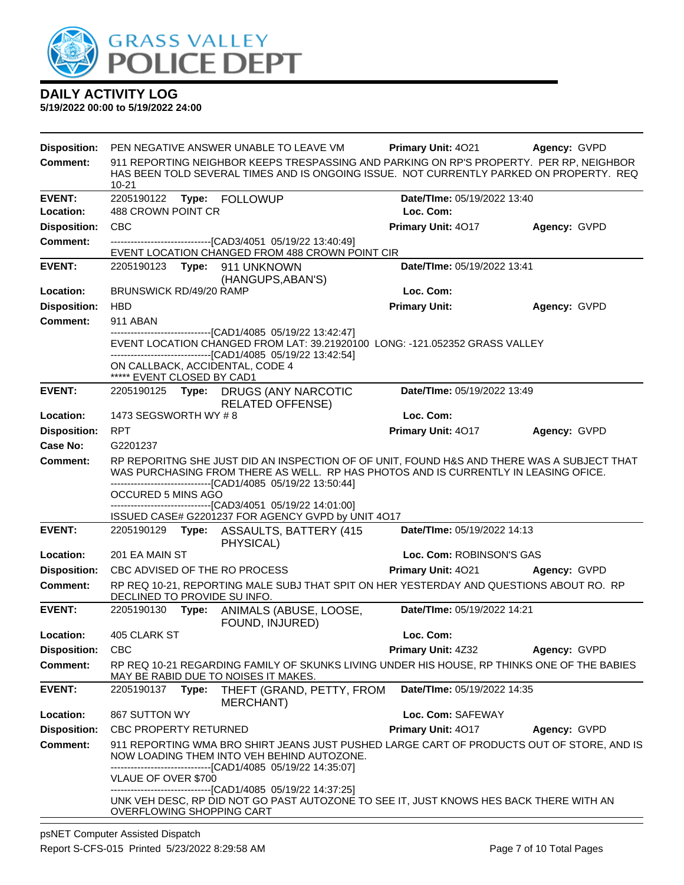# DAILY ACTIVITY LOG

**5/19/2022 00:00 to 5/19/2022 24:00**

**Disposition:** PEN NEGATIVE ANSWER UNABLE TO LEAVE VM **Primary Unit:** 4O21 **Agency:** GVPD

**Comment:** 911 REPORTING NEIGHBOR KEEPS TRESPASSING AND PARKING ON RP'S PROPERTY. PER RP, NEIGHBOR HAS BEEN TOLD SEVERAL TIMES AND IS ONGOING ISSUE. NOT CURRENTLY PARKED ON PROPERTY. REQ 10-21

---

**EVENT:** 2205190122 **Type:** FOLLOWUP **Date/TIme:** 05/19/2022 13:40

**Location:** 488 CROWN POINT CR **Loc. Com:**

**Disposition:** CBC **Primary Unit:** 4O17 **Agency:** GVPD

**Comment:** -------------------------------[CAD3/4051 05/19/22 13:40:49]
EVENT LOCATION CHANGED FROM 488 CROWN POINT CIR

---

**EVENT:** 2205190123 **Type:** 911 UNKNOWN (HANGUPS,ABAN'S) **Date/TIme:** 05/19/2022 13:41

**Location:** BRUNSWICK RD/49/20 RAMP **Loc. Com:**

**Disposition:** HBD **Primary Unit:** **Agency:** GVPD

**Comment:** 911 ABAN
-------------------------------[CAD1/4085 05/19/22 13:42:47]
EVENT LOCATION CHANGED FROM LAT: 39.21920100 LONG: -121.052352 GRASS VALLEY
-------------------------------[CAD1/4085 05/19/22 13:42:54]
ON CALLBACK, ACCIDENTAL, CODE 4
***** EVENT CLOSED BY CAD1

---

**EVENT:** 2205190125 **Type:** DRUGS (ANY NARCOTIC RELATED OFFENSE) **Date/TIme:** 05/19/2022 13:49

**Location:** 1473 SEGSWORTH WY # 8 **Loc. Com:**

**Disposition:** RPT **Primary Unit:** 4O17 **Agency:** GVPD

**Case No:** G2201237

**Comment:** RP REPORITNG SHE JUST DID AN INSPECTION OF OF UNIT, FOUND H&S AND THERE WAS A SUBJECT THAT WAS PURCHASING FROM THERE AS WELL. RP HAS PHOTOS AND IS CURRENTLY IN LEASING OFICE.
-------------------------------[CAD1/4085 05/19/22 13:50:44]
OCCURED 5 MINS AGO
-------------------------------[CAD3/4051 05/19/22 14:01:00]
ISSUED CASE# G2201237 FOR AGENCY GVPD by UNIT 4O17

---

**EVENT:** 2205190129 **Type:** ASSAULTS, BATTERY (415 PHYSICAL) **Date/TIme:** 05/19/2022 14:13

**Location:** 201 EA MAIN ST **Loc. Com:** ROBINSON'S GAS

**Disposition:** CBC ADVISED OF THE RO PROCESS **Primary Unit:** 4O21 **Agency:** GVPD

**Comment:** RP REQ 10-21, REPORTING MALE SUBJ THAT SPIT ON HER YESTERDAY AND QUESTIONS ABOUT RO. RP DECLINED TO PROVIDE SU INFO.

---

**EVENT:** 2205190130 **Type:** ANIMALS (ABUSE, LOOSE, FOUND, INJURED) **Date/TIme:** 05/19/2022 14:21

**Location:** 405 CLARK ST **Loc. Com:**

**Disposition:** CBC **Primary Unit:** 4Z32 **Agency:** GVPD

**Comment:** RP REQ 10-21 REGARDING FAMILY OF SKUNKS LIVING UNDER HIS HOUSE, RP THINKS ONE OF THE BABIES MAY BE RABID DUE TO NOISES IT MAKES.

---

**EVENT:** 2205190137 **Type:** THEFT (GRAND, PETTY, FROM MERCHANT) **Date/TIme:** 05/19/2022 14:35

**Location:** 867 SUTTON WY **Loc. Com:** SAFEWAY

**Disposition:** CBC PROPERTY RETURNED **Primary Unit:** 4O17 **Agency:** GVPD

**Comment:** 911 REPORTING WMA BRO SHIRT JEANS JUST PUSHED LARGE CART OF PRODUCTS OUT OF STORE, AND IS NOW LOADING THEM INTO VEH BEHIND AUTOZONE.
-------------------------------[CAD1/4085 05/19/22 14:35:07]
VLAUE OF OVER $700
-------------------------------[CAD1/4085 05/19/22 14:37:25]
UNK VEH DESC, RP DID NOT GO PAST AUTOZONE TO SEE IT, JUST KNOWS HES BACK THERE WITH AN OVERFLOWING SHOPPING CART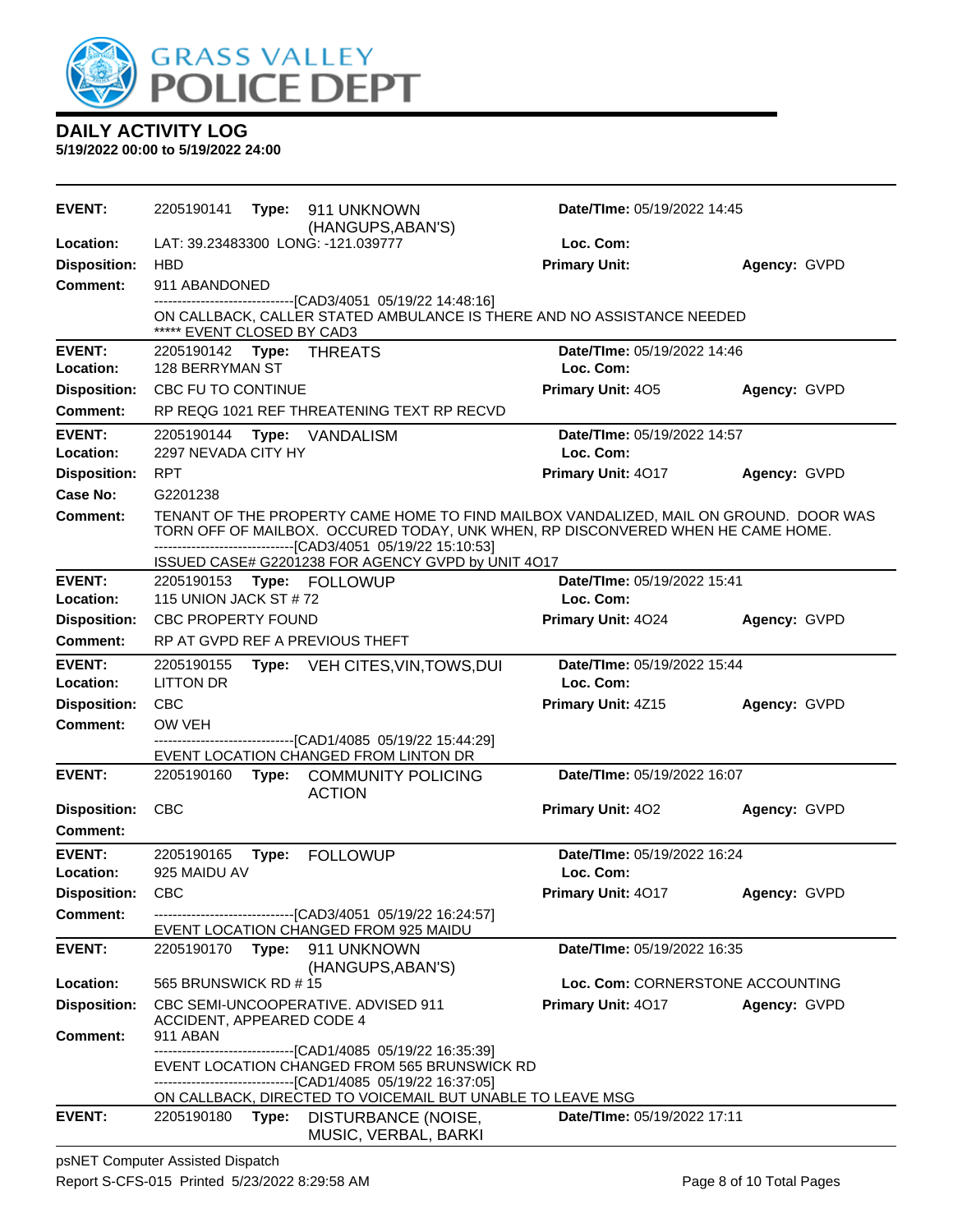# DAILY ACTIVITY LOG

**5/19/2022 00:00 to 5/19/2022 24:00**

**EVENT:** 2205190141 **Type:** 911 UNKNOWN (HANGUPS,ABAN'S) **Date/TIme:** 05/19/2022 14:45
**Location:** LAT: 39.23483300 LONG: -121.039777 **Loc. Com:**
**Disposition:** HBD **Primary Unit:** **Agency:** GVPD
**Comment:** 911 ABANDONED
------------------------------[CAD3/4051 05/19/22 14:48:16]
ON CALLBACK, CALLER STATED AMBULANCE IS THERE AND NO ASSISTANCE NEEDED
***** EVENT CLOSED BY CAD3

**EVENT:** 2205190142 **Type:** THREATS **Date/TIme:** 05/19/2022 14:46
**Location:** 128 BERRYMAN ST **Loc. Com:**
**Disposition:** CBC FU TO CONTINUE **Primary Unit:** 4O5 **Agency:** GVPD
**Comment:** RP REQG 1021 REF THREATENING TEXT RP RECVD

**EVENT:** 2205190144 **Type:** VANDALISM **Date/TIme:** 05/19/2022 14:57
**Location:** 2297 NEVADA CITY HY **Loc. Com:**
**Disposition:** RPT **Primary Unit:** 4O17 **Agency:** GVPD
**Case No:** G2201238
**Comment:** TENANT OF THE PROPERTY CAME HOME TO FIND MAILBOX VANDALIZED, MAIL ON GROUND. DOOR WAS TORN OFF OF MAILBOX. OCCURED TODAY, UNK WHEN, RP DISCONVERED WHEN HE CAME HOME.
------------------------------[CAD3/4051 05/19/22 15:10:53]
ISSUED CASE# G2201238 FOR AGENCY GVPD by UNIT 4O17

**EVENT:** 2205190153 **Type:** FOLLOWUP **Date/TIme:** 05/19/2022 15:41
**Location:** 115 UNION JACK ST # 72 **Loc. Com:**
**Disposition:** CBC PROPERTY FOUND **Primary Unit:** 4O24 **Agency:** GVPD
**Comment:** RP AT GVPD REF A PREVIOUS THEFT

**EVENT:** 2205190155 **Type:** VEH CITES,VIN,TOWS,DUI **Date/TIme:** 05/19/2022 15:44
**Location:** LITTON DR **Loc. Com:**
**Disposition:** CBC **Primary Unit:** 4Z15 **Agency:** GVPD
**Comment:** OW VEH
------------------------------[CAD1/4085 05/19/22 15:44:29]
EVENT LOCATION CHANGED FROM LINTON DR

**EVENT:** 2205190160 **Type:** COMMUNITY POLICING ACTION **Date/TIme:** 05/19/2022 16:07
**Disposition:** CBC **Primary Unit:** 4O2 **Agency:** GVPD
**Comment:**

**EVENT:** 2205190165 **Type:** FOLLOWUP **Date/TIme:** 05/19/2022 16:24
**Location:** 925 MAIDU AV **Loc. Com:**
**Disposition:** CBC **Primary Unit:** 4O17 **Agency:** GVPD
**Comment:** ------------------------------[CAD3/4051 05/19/22 16:24:57]
EVENT LOCATION CHANGED FROM 925 MAIDU

**EVENT:** 2205190170 **Type:** 911 UNKNOWN (HANGUPS,ABAN'S) **Date/TIme:** 05/19/2022 16:35
**Location:** 565 BRUNSWICK RD # 15 **Loc. Com:** CORNERSTONE ACCOUNTING
**Disposition:** CBC SEMI-UNCOOPERATIVE. ADVISED 911 ACCIDENT, APPEARED CODE 4 **Primary Unit:** 4O17 **Agency:** GVPD
**Comment:** 911 ABAN
------------------------------[CAD1/4085 05/19/22 16:35:39]
EVENT LOCATION CHANGED FROM 565 BRUNSWICK RD
------------------------------[CAD1/4085 05/19/22 16:37:05]
ON CALLBACK, DIRECTED TO VOICEMAIL BUT UNABLE TO LEAVE MSG

**EVENT:** 2205190180 **Type:** DISTURBANCE (NOISE, MUSIC, VERBAL, BARKI **Date/TIme:** 05/19/2022 17:11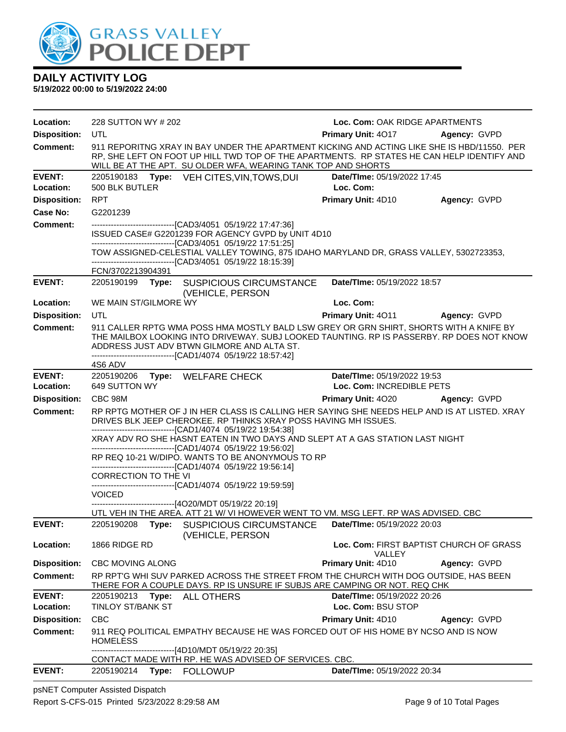# GRASS VALLEY POLICE DEPT

## DAILY ACTIVITY LOG

**5/19/2022 00:00 to 5/19/2022 24:00**

**Location:** 228 SUTTON WY # 202 **Loc. Com:** OAK RIDGE APARTMENTS
**Disposition:** UTL **Primary Unit:** 4O17 **Agency:** GVPD
**Comment:** 911 REPORITNG XRAY IN BAY UNDER THE APARTMENT KICKING AND ACTING LIKE SHE IS HBD/11550. PER RP, SHE LEFT ON FOOT UP HILL TWD TOP OF THE APARTMENTS. RP STATES HE CAN HELP IDENTIFY AND WILL BE AT THE APT. SU OLDER WFA, WEARING TANK TOP AND SHORTS

---

**EVENT:** 2205190183 **Type:** VEH CITES,VIN,TOWS,DUI **Date/TIme:** 05/19/2022 17:45
**Location:** 500 BLK BUTLER **Loc. Com:**
**Disposition:** RPT **Primary Unit:** 4D10 **Agency:** GVPD
**Case No:** G2201239
**Comment:**
------------------------------[CAD3/4051 05/19/22 17:47:36]
ISSUED CASE# G2201239 FOR AGENCY GVPD by UNIT 4D10
------------------------------[CAD3/4051 05/19/22 17:51:25]
TOW ASSIGNED-CELESTIAL VALLEY TOWING, 875 IDAHO MARYLAND DR, GRASS VALLEY, 5302723353,
------------------------------[CAD3/4051 05/19/22 18:15:39]
FCN/3702213904391

---

**EVENT:** 2205190199 **Type:** SUSPICIOUS CIRCUMSTANCE (VEHICLE, PERSON **Date/TIme:** 05/19/2022 18:57
**Location:** WE MAIN ST/GILMORE WY **Loc. Com:**
**Disposition:** UTL **Primary Unit:** 4O11 **Agency:** GVPD
**Comment:** 911 CALLER RPTG WMA POSS HMA MOSTLY BALD LSW GREY OR GRN SHIRT, SHORTS WITH A KNIFE BY THE MAILBOX LOOKING INTO DRIVEWAY. SUBJ LOOKED TAUNTING. RP IS PASSERBY. RP DOES NOT KNOW ADDRESS JUST ADV BTWN GILMORE AND ALTA ST.
------------------------------[CAD1/4074 05/19/22 18:57:42]
4S6 ADV

---

**EVENT:** 2205190206 **Type:** WELFARE CHECK **Date/TIme:** 05/19/2022 19:53
**Location:** 649 SUTTON WY **Loc. Com:** INCREDIBLE PETS
**Disposition:** CBC 98M **Primary Unit:** 4O20 **Agency:** GVPD
**Comment:** RP RPTG MOTHER OF J IN HER CLASS IS CALLING HER SAYING SHE NEEDS HELP AND IS AT LISTED. XRAY DRIVES BLK JEEP CHEROKEE. RP THINKS XRAY POSS HAVING MH ISSUES.
------------------------------[CAD1/4074 05/19/22 19:54:38]
XRAY ADV RO SHE HASNT EATEN IN TWO DAYS AND SLEPT AT A GAS STATION LAST NIGHT
------------------------------[CAD1/4074 05/19/22 19:56:02]
RP REQ 10-21 W/DIPO. WANTS TO BE ANONYMOUS TO RP
------------------------------[CAD1/4074 05/19/22 19:56:14]
CORRECTION TO THE VI
------------------------------[CAD1/4074 05/19/22 19:59:59]
VOICED
------------------------------[4O20/MDT 05/19/22 20:19]
UTL VEH IN THE AREA. ATT 21 W/ VI HOWEVER WENT TO VM. MSG LEFT. RP WAS ADVISED. CBC

---

**EVENT:** 2205190208 **Type:** SUSPICIOUS CIRCUMSTANCE (VEHICLE, PERSON **Date/TIme:** 05/19/2022 20:03
**Location:** 1866 RIDGE RD **Loc. Com:** FIRST BAPTIST CHURCH OF GRASS VALLEY
**Disposition:** CBC MOVING ALONG **Primary Unit:** 4D10 **Agency:** GVPD
**Comment:** RP RPT'G WHI SUV PARKED ACROSS THE STREET FROM THE CHURCH WITH DOG OUTSIDE, HAS BEEN THERE FOR A COUPLE DAYS. RP IS UNSURE IF SUBJS ARE CAMPING OR NOT. REQ CHK

---

**EVENT:** 2205190213 **Type:** ALL OTHERS **Date/TIme:** 05/19/2022 20:26
**Location:** TINLOY ST/BANK ST **Loc. Com:** BSU STOP
**Disposition:** CBC **Primary Unit:** 4D10 **Agency:** GVPD
**Comment:** 911 REQ POLITICAL EMPATHY BECAUSE HE WAS FORCED OUT OF HIS HOME BY NCSO AND IS NOW HOMELESS
------------------------------[4D10/MDT 05/19/22 20:35]
CONTACT MADE WITH RP. HE WAS ADVISED OF SERVICES. CBC.

---

**EVENT:** 2205190214 **Type:** FOLLOWUP **Date/TIme:** 05/19/2022 20:34

psNET Computer Assisted Dispatch
Report S-CFS-015 Printed 5/23/2022 8:29:58 AM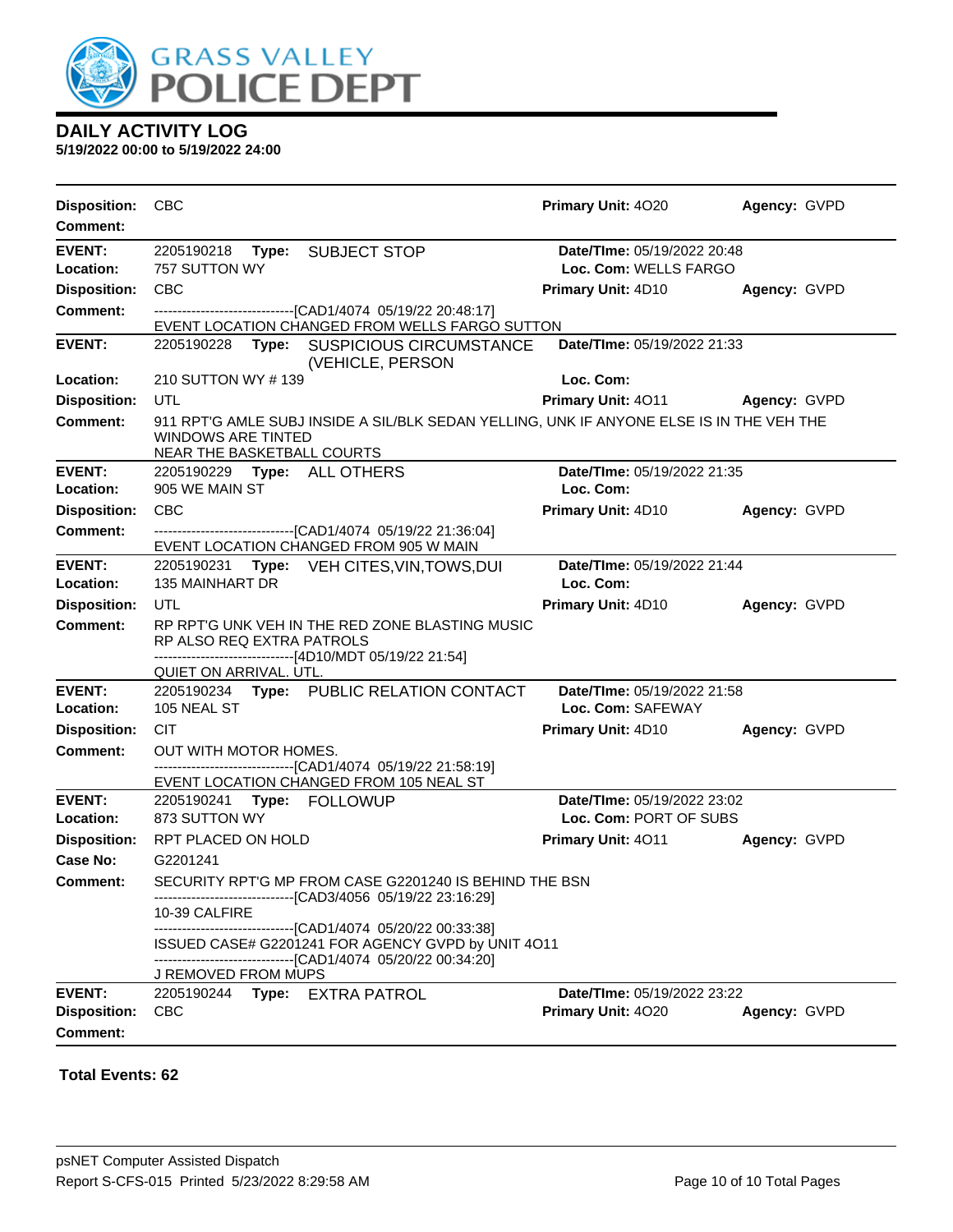# GRASS VALLEY POLICE DEPT

## DAILY ACTIVITY LOG
**5/19/2022 00:00 to 5/19/2022 24:00**

**Disposition:** CBC **Primary Unit:** 4O20 **Agency:** GVPD
**Comment:**

---

**EVENT:** 2205190218 **Type:** SUBJECT STOP **Date/TIme:** 05/19/2022 20:48
**Location:** 757 SUTTON WY **Loc. Com:** WELLS FARGO
**Disposition:** CBC **Primary Unit:** 4D10 **Agency:** GVPD
**Comment:** ------------------------------[CAD1/4074 05/19/22 20:48:17]
EVENT LOCATION CHANGED FROM WELLS FARGO SUTTON

---

**EVENT:** 2205190228 **Type:** SUSPICIOUS CIRCUMSTANCE (VEHICLE, PERSON **Date/TIme:** 05/19/2022 21:33
**Location:** 210 SUTTON WY # 139 **Loc. Com:**
**Disposition:** UTL **Primary Unit:** 4O11 **Agency:** GVPD
**Comment:** 911 RPT'G AMLE SUBJ INSIDE A SIL/BLK SEDAN YELLING, UNK IF ANYONE ELSE IS IN THE VEH THE WINDOWS ARE TINTED
NEAR THE BASKETBALL COURTS

---

**EVENT:** 2205190229 **Type:** ALL OTHERS **Date/TIme:** 05/19/2022 21:35
**Location:** 905 WE MAIN ST **Loc. Com:**
**Disposition:** CBC **Primary Unit:** 4D10 **Agency:** GVPD
**Comment:** ------------------------------[CAD1/4074 05/19/22 21:36:04]
EVENT LOCATION CHANGED FROM 905 W MAIN

---

**EVENT:** 2205190231 **Type:** VEH CITES,VIN,TOWS,DUI **Date/TIme:** 05/19/2022 21:44
**Location:** 135 MAINHART DR **Loc. Com:**
**Disposition:** UTL **Primary Unit:** 4D10 **Agency:** GVPD
**Comment:** RP RPT'G UNK VEH IN THE RED ZONE BLASTING MUSIC
RP ALSO REQ EXTRA PATROLS
------------------------------[4D10/MDT 05/19/22 21:54]
QUIET ON ARRIVAL. UTL.

---

**EVENT:** 2205190234 **Type:** PUBLIC RELATION CONTACT **Date/TIme:** 05/19/2022 21:58
**Location:** 105 NEAL ST **Loc. Com:** SAFEWAY
**Disposition:** CIT **Primary Unit:** 4D10 **Agency:** GVPD
**Comment:** OUT WITH MOTOR HOMES.
------------------------------[CAD1/4074 05/19/22 21:58:19]
EVENT LOCATION CHANGED FROM 105 NEAL ST

---

**EVENT:** 2205190241 **Type:** FOLLOWUP **Date/TIme:** 05/19/2022 23:02
**Location:** 873 SUTTON WY **Loc. Com:** PORT OF SUBS
**Disposition:** RPT PLACED ON HOLD **Primary Unit:** 4O11 **Agency:** GVPD
**Case No:** G2201241
**Comment:** SECURITY RPT'G MP FROM CASE G2201240 IS BEHIND THE BSN
------------------------------[CAD3/4056 05/19/22 23:16:29]
10-39 CALFIRE
------------------------------[CAD1/4074 05/20/22 00:33:38]
ISSUED CASE# G2201241 FOR AGENCY GVPD by UNIT 4O11
------------------------------[CAD1/4074 05/20/22 00:34:20]
J REMOVED FROM MUPS

---

**EVENT:** 2205190244 **Type:** EXTRA PATROL **Date/TIme:** 05/19/2022 23:22
**Disposition:** CBC **Primary Unit:** 4O20 **Agency:** GVPD
**Comment:**

---

**Total Events: 62**